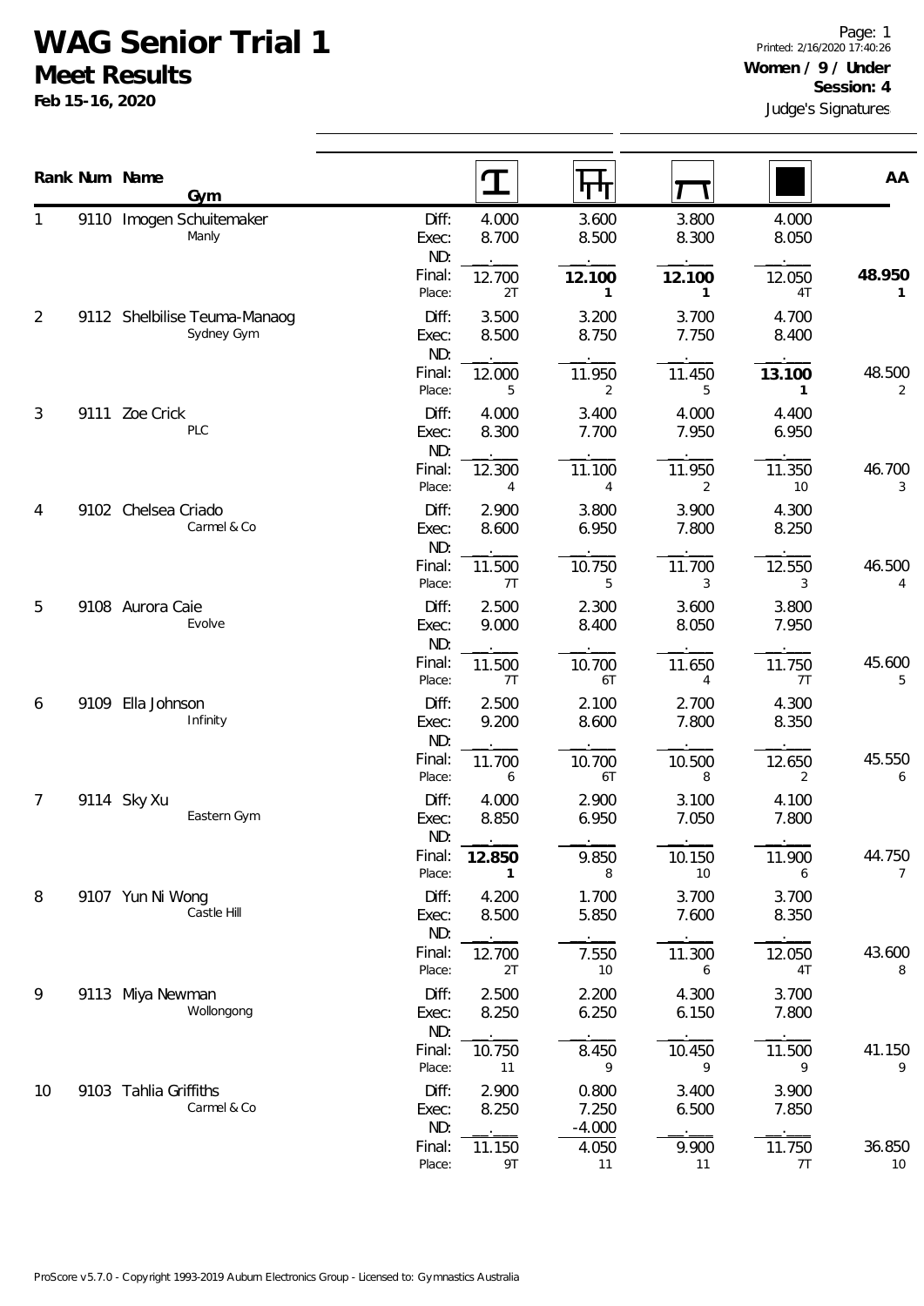# WAG Senior Trial 1

## Meet Results

**Feb 15-16, 2020**

Printed: 2/16/2020 17:40:26

**Women / 9 / Under**

**Session: 4**

Judge's Signatures

| Rank | Num | Name / Gym | | Vault | Bars | Beam | Floor | AA |
|---|---|---|---|---|---|---|---|---|
| 1 | 9110 | Imogen Schuitemaker<br>Manly | Diff: | 4.000 | 3.600 | 3.800 | 4.000 | |
| | | | Exec: | 8.700 | 8.500 | 8.300 | 8.050 | |
| | | | ND: | . | . | . | . | |
| | | | Final: | 12.700 | **12.100** | **12.100** | 12.050 | **48.950** |
| | | | Place: | 2T | **1** | **1** | 4T | **1** |
| 2 | 9112 | Shelbilise Teuma-Manaog<br>Sydney Gym | Diff: | 3.500 | 3.200 | 3.700 | 4.700 | |
| | | | Exec: | 8.500 | 8.750 | 7.750 | 8.400 | |
| | | | ND: | . | . | . | . | |
| | | | Final: | 12.000 | 11.950 | 11.450 | **13.100** | 48.500 |
| | | | Place: | 5 | 2 | 5 | **1** | 2 |
| 3 | 9111 | Zoe Crick<br>PLC | Diff: | 4.000 | 3.400 | 4.000 | 4.400 | |
| | | | Exec: | 8.300 | 7.700 | 7.950 | 6.950 | |
| | | | ND: | . | . | . | . | |
| | | | Final: | 12.300 | 11.100 | 11.950 | 11.350 | 46.700 |
| | | | Place: | 4 | 4 | 2 | 10 | 3 |
| 4 | 9102 | Chelsea Criado<br>Carmel & Co | Diff: | 2.900 | 3.800 | 3.900 | 4.300 | |
| | | | Exec: | 8.600 | 6.950 | 7.800 | 8.250 | |
| | | | ND: | . | . | . | . | |
| | | | Final: | 11.500 | 10.750 | 11.700 | 12.550 | 46.500 |
| | | | Place: | 7T | 5 | 3 | 3 | 4 |
| 5 | 9108 | Aurora Caie<br>Evolve | Diff: | 2.500 | 2.300 | 3.600 | 3.800 | |
| | | | Exec: | 9.000 | 8.400 | 8.050 | 7.950 | |
| | | | ND: | . | . | . | . | |
| | | | Final: | 11.500 | 10.700 | 11.650 | 11.750 | 45.600 |
| | | | Place: | 7T | 6T | 4 | 7T | 5 |
| 6 | 9109 | Ella Johnson<br>Infinity | Diff: | 2.500 | 2.100 | 2.700 | 4.300 | |
| | | | Exec: | 9.200 | 8.600 | 7.800 | 8.350 | |
| | | | ND: | . | . | . | . | |
| | | | Final: | 11.700 | 10.700 | 10.500 | 12.650 | 45.550 |
| | | | Place: | 6 | 6T | 8 | 2 | 6 |
| 7 | 9114 | Sky Xu<br>Eastern Gym | Diff: | 4.000 | 2.900 | 3.100 | 4.100 | |
| | | | Exec: | 8.850 | 6.950 | 7.050 | 7.800 | |
| | | | ND: | . | . | . | . | |
| | | | Final: | **12.850** | 9.850 | 10.150 | 11.900 | 44.750 |
| | | | Place: | **1** | 8 | 10 | 6 | 7 |
| 8 | 9107 | Yun Ni Wong<br>Castle Hill | Diff: | 4.200 | 1.700 | 3.700 | 3.700 | |
| | | | Exec: | 8.500 | 5.850 | 7.600 | 8.350 | |
| | | | ND: | . | . | . | . | |
| | | | Final: | 12.700 | 7.550 | 11.300 | 12.050 | 43.600 |
| | | | Place: | 2T | 10 | 6 | 4T | 8 |
| 9 | 9113 | Miya Newman<br>Wollongong | Diff: | 2.500 | 2.200 | 4.300 | 3.700 | |
| | | | Exec: | 8.250 | 6.250 | 6.150 | 7.800 | |
| | | | ND: | . | . | . | . | |
| | | | Final: | 10.750 | 8.450 | 10.450 | 11.500 | 41.150 |
| | | | Place: | 11 | 9 | 9 | 9 | 9 |
| 10 | 9103 | Tahlia Griffiths<br>Carmel & Co | Diff: | 2.900 | 0.800 | 3.400 | 3.900 | |
| | | | Exec: | 8.250 | 7.250 | 6.500 | 7.850 | |
| | | | ND: | . | -4.000 | . | . | |
| | | | Final: | 11.150 | 4.050 | 9.900 | 11.750 | 36.850 |
| | | | Place: | 9T | 11 | 11 | 7T | 10 |

ProScore v5.7.0 - Copyright 1993-2019 Auburn Electronics Group - Licensed to: Gymnastics Australia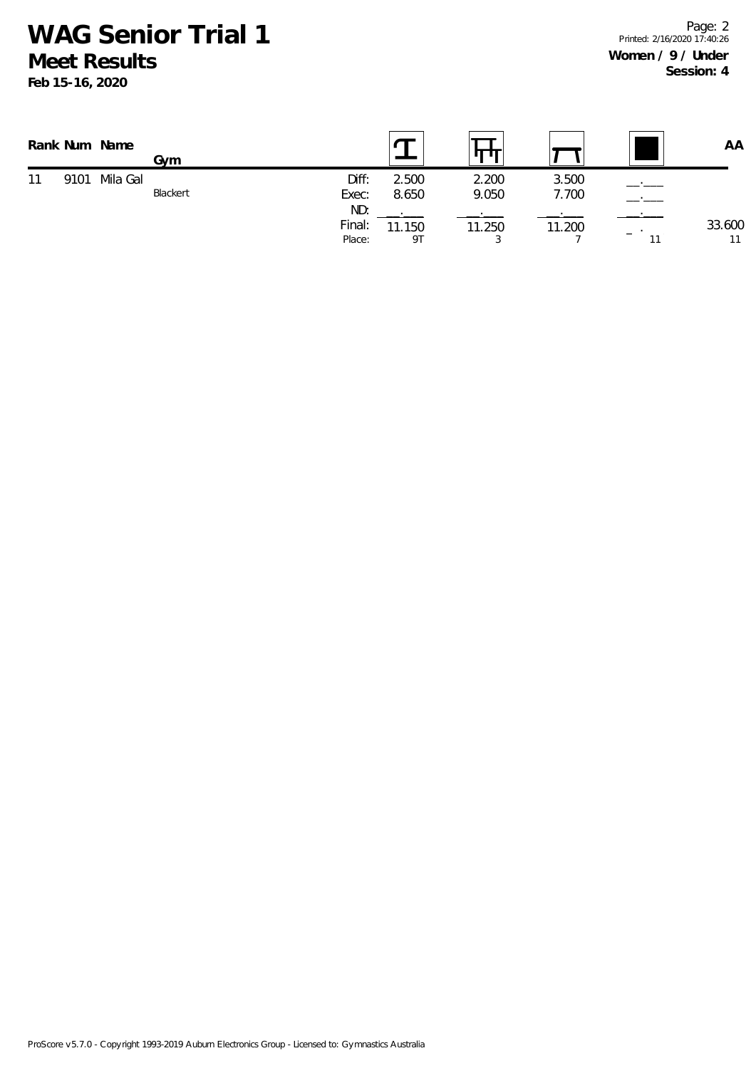# WAG Senior Trial 1

## Meet Results

**Feb 15-16, 2020**

**Women / 9 / Under**
**Session: 4**

| Rank | Num | Name | Gym | | Vault | Bars | Beam | Floor | AA |
|---|---|---|---|---|---|---|---|---|---|
| 11 | 9101 | Mila Gal | Blackert | Diff: | 2.500 | 2.200 | 3.500 | __.___ | |
| | | | | Exec: | 8.650 | 9.050 | 7.700 | __.___ | |
| | | | | ND: | __.___ | __.___ | __.___ | __.___ | |
| | | | | Final: | 11.150 | 11.250 | 11.200 | _ . | 33.600 |
| | | | | Place: | 9T | 3 | 7 | 11 | 11 |

ProScore v5.7.0 - Copyright 1993-2019 Auburn Electronics Group - Licensed to: Gymnastics Australia